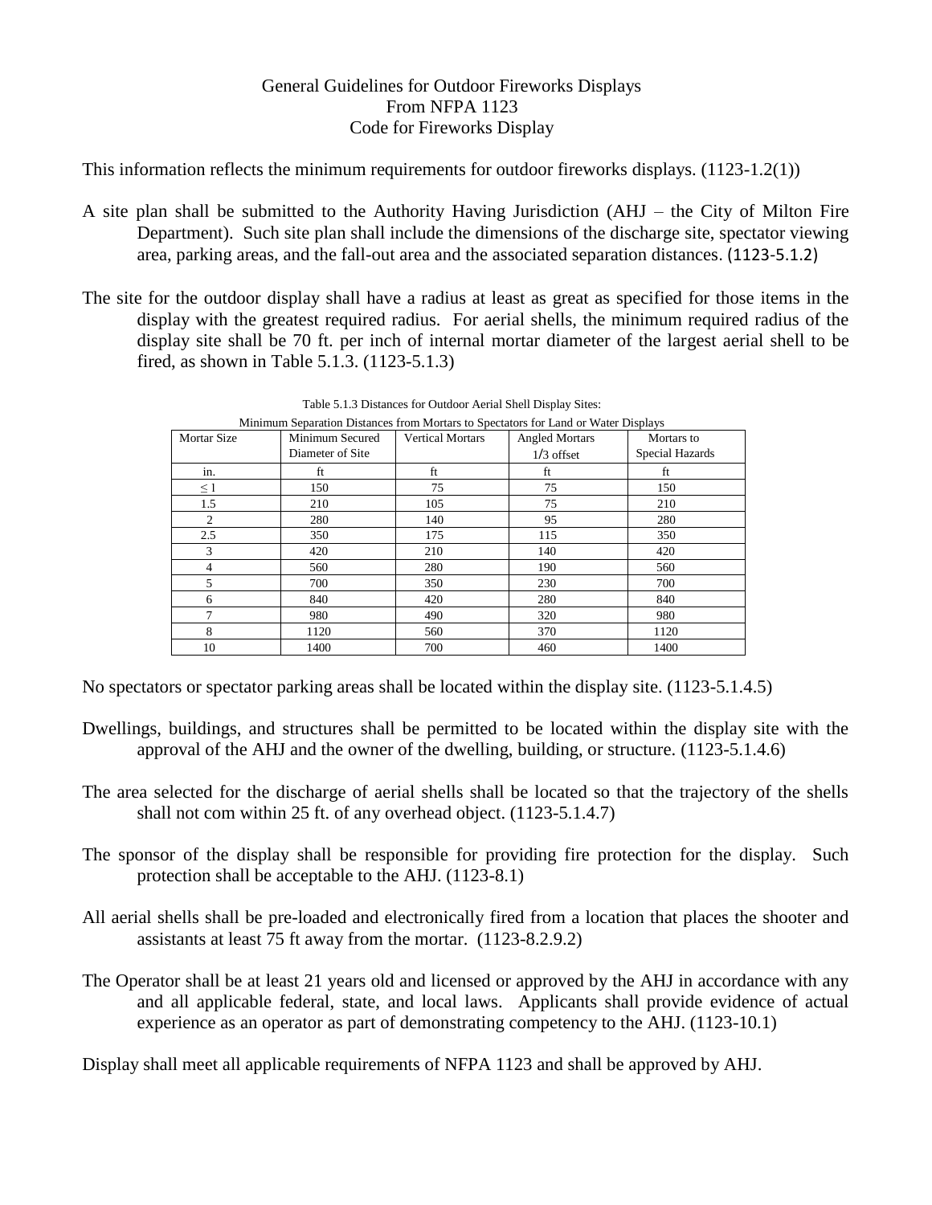# General Guidelines for Outdoor Fireworks Displays
## From NFPA 1123
## Code for Fireworks Display

This information reflects the minimum requirements for outdoor fireworks displays. (1123-1.2(1))

A site plan shall be submitted to the Authority Having Jurisdiction (AHJ – the City of Milton Fire Department). Such site plan shall include the dimensions of the discharge site, spectator viewing area, parking areas, and the fall-out area and the associated separation distances. (1123-5.1.2)

The site for the outdoor display shall have a radius at least as great as specified for those items in the display with the greatest required radius. For aerial shells, the minimum required radius of the display site shall be 70 ft. per inch of internal mortar diameter of the largest aerial shell to be fired, as shown in Table 5.1.3. (1123-5.1.3)

Table 5.1.3 Distances for Outdoor Aerial Shell Display Sites:
Minimum Separation Distances from Mortars to Spectators for Land or Water Displays

| Mortar Size | Minimum Secured Diameter of Site | Vertical Mortars | Angled Mortars 1/3 offset | Mortars to Special Hazards |
|---|---|---|---|---|
| in. | ft | ft | ft | ft |
| ≤ 1 | 150 | 75 | 75 | 150 |
| 1.5 | 210 | 105 | 75 | 210 |
| 2 | 280 | 140 | 95 | 280 |
| 2.5 | 350 | 175 | 115 | 350 |
| 3 | 420 | 210 | 140 | 420 |
| 4 | 560 | 280 | 190 | 560 |
| 5 | 700 | 350 | 230 | 700 |
| 6 | 840 | 420 | 280 | 840 |
| 7 | 980 | 490 | 320 | 980 |
| 8 | 1120 | 560 | 370 | 1120 |
| 10 | 1400 | 700 | 460 | 1400 |

No spectators or spectator parking areas shall be located within the display site. (1123-5.1.4.5)

Dwellings, buildings, and structures shall be permitted to be located within the display site with the approval of the AHJ and the owner of the dwelling, building, or structure. (1123-5.1.4.6)

The area selected for the discharge of aerial shells shall be located so that the trajectory of the shells shall not com within 25 ft. of any overhead object. (1123-5.1.4.7)

The sponsor of the display shall be responsible for providing fire protection for the display. Such protection shall be acceptable to the AHJ. (1123-8.1)

All aerial shells shall be pre-loaded and electronically fired from a location that places the shooter and assistants at least 75 ft away from the mortar. (1123-8.2.9.2)

The Operator shall be at least 21 years old and licensed or approved by the AHJ in accordance with any and all applicable federal, state, and local laws. Applicants shall provide evidence of actual experience as an operator as part of demonstrating competency to the AHJ. (1123-10.1)

Display shall meet all applicable requirements of NFPA 1123 and shall be approved by AHJ.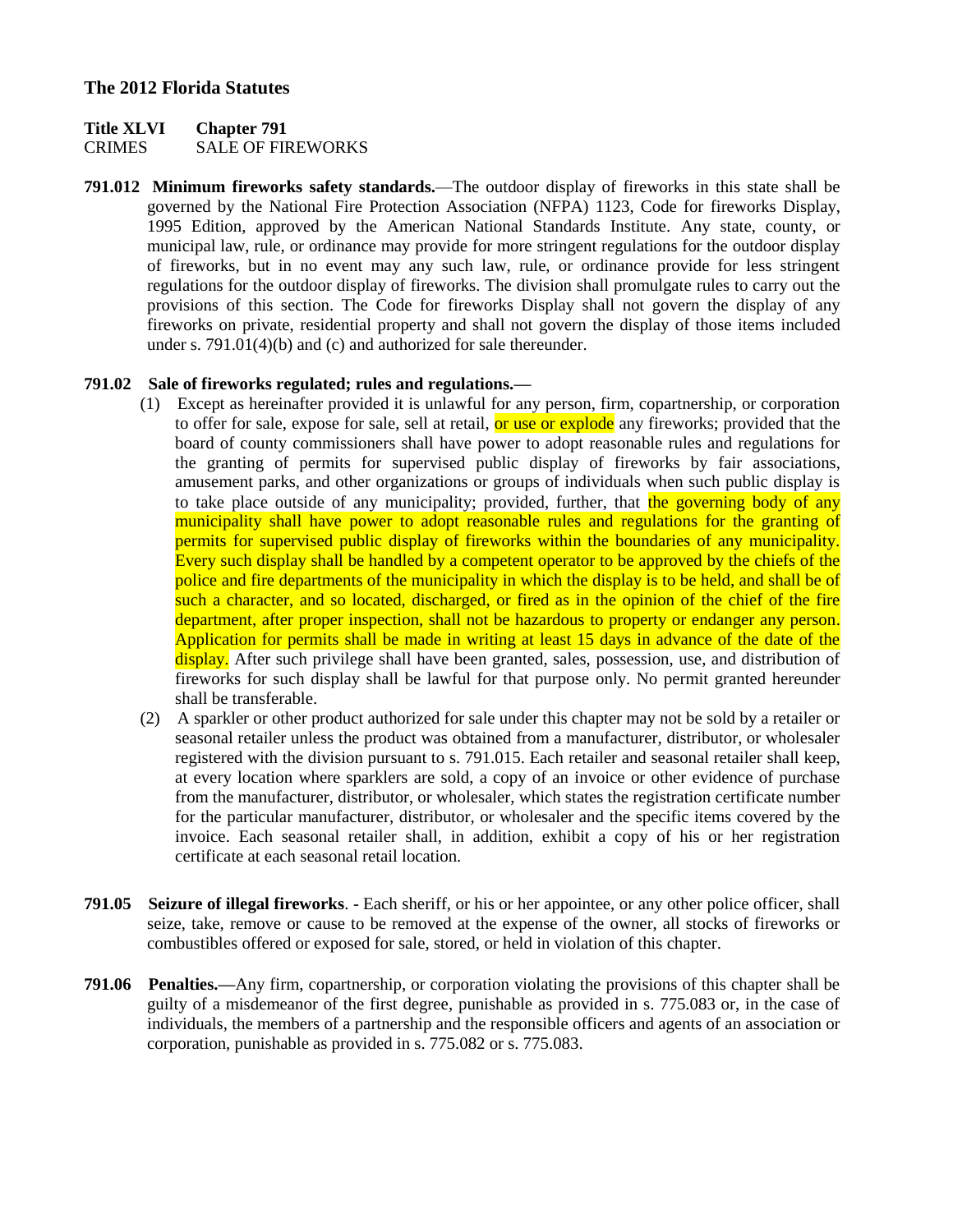### The 2012 Florida Statutes

**Title XLVI** **Chapter 791**
CRIMES SALE OF FIREWORKS

**791.012 Minimum fireworks safety standards.**—The outdoor display of fireworks in this state shall be governed by the National Fire Protection Association (NFPA) 1123, Code for fireworks Display, 1995 Edition, approved by the American National Standards Institute. Any state, county, or municipal law, rule, or ordinance may provide for more stringent regulations for the outdoor display of fireworks, but in no event may any such law, rule, or ordinance provide for less stringent regulations for the outdoor display of fireworks. The division shall promulgate rules to carry out the provisions of this section. The Code for fireworks Display shall not govern the display of any fireworks on private, residential property and shall not govern the display of those items included under s. 791.01(4)(b) and (c) and authorized for sale thereunder.

**791.02 Sale of fireworks regulated; rules and regulations.—**

(1) Except as hereinafter provided it is unlawful for any person, firm, copartnership, or corporation to offer for sale, expose for sale, sell at retail, or use or explode any fireworks; provided that the board of county commissioners shall have power to adopt reasonable rules and regulations for the granting of permits for supervised public display of fireworks by fair associations, amusement parks, and other organizations or groups of individuals when such public display is to take place outside of any municipality; provided, further, that the governing body of any municipality shall have power to adopt reasonable rules and regulations for the granting of permits for supervised public display of fireworks within the boundaries of any municipality. Every such display shall be handled by a competent operator to be approved by the chiefs of the police and fire departments of the municipality in which the display is to be held, and shall be of such a character, and so located, discharged, or fired as in the opinion of the chief of the fire department, after proper inspection, shall not be hazardous to property or endanger any person. Application for permits shall be made in writing at least 15 days in advance of the date of the display. After such privilege shall have been granted, sales, possession, use, and distribution of fireworks for such display shall be lawful for that purpose only. No permit granted hereunder shall be transferable.

(2) A sparkler or other product authorized for sale under this chapter may not be sold by a retailer or seasonal retailer unless the product was obtained from a manufacturer, distributor, or wholesaler registered with the division pursuant to s. 791.015. Each retailer and seasonal retailer shall keep, at every location where sparklers are sold, a copy of an invoice or other evidence of purchase from the manufacturer, distributor, or wholesaler, which states the registration certificate number for the particular manufacturer, distributor, or wholesaler and the specific items covered by the invoice. Each seasonal retailer shall, in addition, exhibit a copy of his or her registration certificate at each seasonal retail location.

**791.05 Seizure of illegal fireworks**. - Each sheriff, or his or her appointee, or any other police officer, shall seize, take, remove or cause to be removed at the expense of the owner, all stocks of fireworks or combustibles offered or exposed for sale, stored, or held in violation of this chapter.

**791.06 Penalties.—**Any firm, copartnership, or corporation violating the provisions of this chapter shall be guilty of a misdemeanor of the first degree, punishable as provided in s. 775.083 or, in the case of individuals, the members of a partnership and the responsible officers and agents of an association or corporation, punishable as provided in s. 775.082 or s. 775.083.